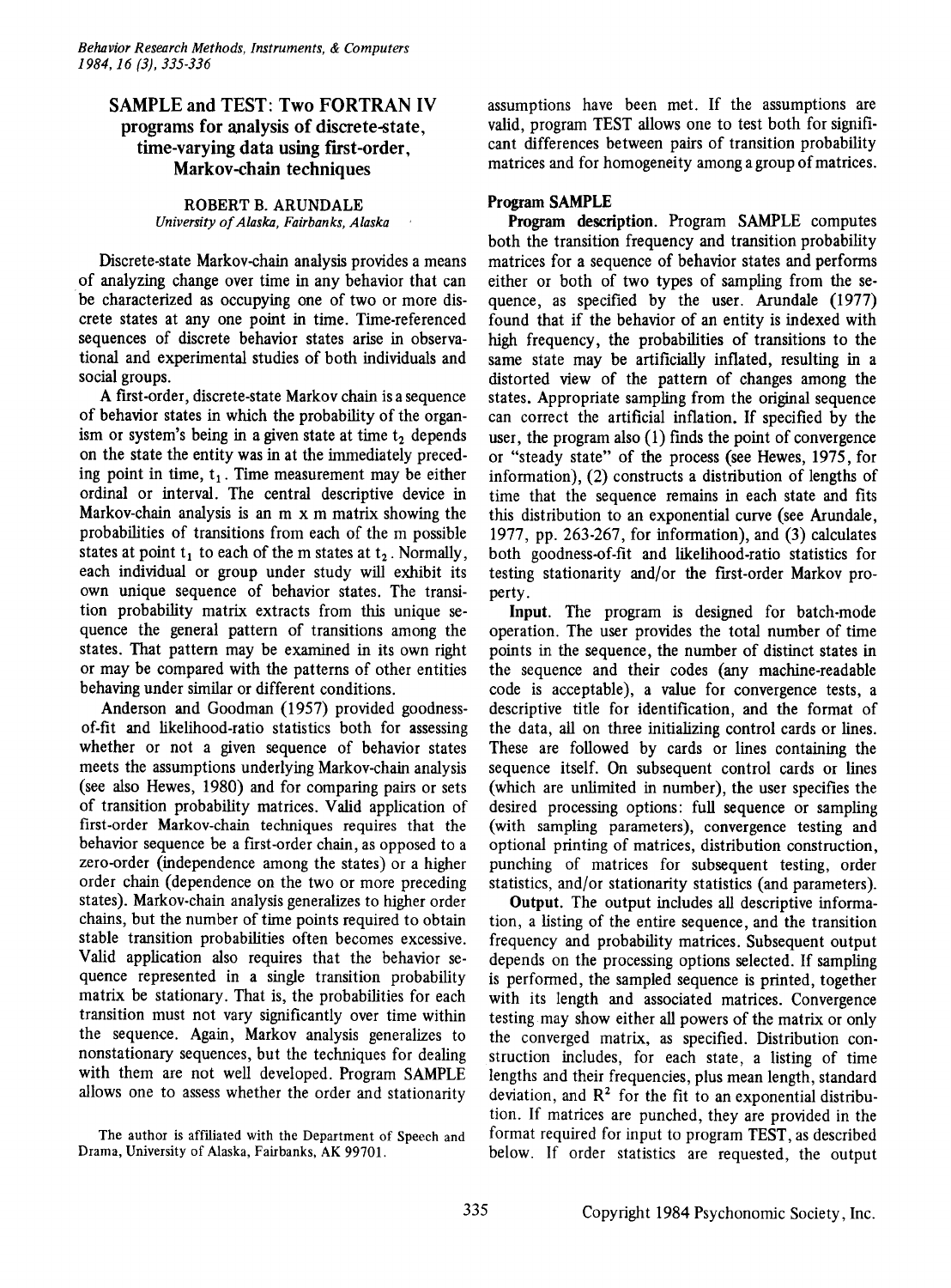# SAMPLE and TEST: Two FORTRAN IV programs for analysis of discrete-state, time-varying data using first-order, Markov-chain techniques

ROBERT B. ARUNDALE
*University of Alaska, Fairbanks, Alaska*

Discrete-state Markov-chain analysis provides a means of analyzing change over time in any behavior that can be characterized as occupying one of two or more discrete states at any one point in time. Time-referenced sequences of discrete behavior states arise in observational and experimental studies of both individuals and social groups.

A first-order, discrete-state Markov chain is a sequence of behavior states in which the probability of the organism or system's being in a given state at time $t_2$ depends on the state the entity was in at the immediately preceding point in time, $t_1$. Time measurement may be either ordinal or interval. The central descriptive device in Markov-chain analysis is an m x m matrix showing the probabilities of transitions from each of the m possible states at point $t_1$ to each of the m states at $t_2$. Normally, each individual or group under study will exhibit its own unique sequence of behavior states. The transition probability matrix extracts from this unique sequence the general pattern of transitions among the states. That pattern may be examined in its own right or may be compared with the patterns of other entities behaving under similar or different conditions.

Anderson and Goodman (1957) provided goodness-of-fit and likelihood-ratio statistics both for assessing whether or not a given sequence of behavior states meets the assumptions underlying Markov-chain analysis (see also Hewes, 1980) and for comparing pairs or sets of transition probability matrices. Valid application of first-order Markov-chain techniques requires that the behavior sequence be a first-order chain, as opposed to a zero-order (independence among the states) or a higher order chain (dependence on the two or more preceding states). Markov-chain analysis generalizes to higher order chains, but the number of time points required to obtain stable transition probabilities often becomes excessive. Valid application also requires that the behavior sequence represented in a single transition probability matrix be stationary. That is, the probabilities for each transition must not vary significantly over time within the sequence. Again, Markov analysis generalizes to nonstationary sequences, but the techniques for dealing with them are not well developed. Program SAMPLE allows one to assess whether the order and stationarity assumptions have been met. If the assumptions are valid, program TEST allows one to test both for significant differences between pairs of transition probability matrices and for homogeneity among a group of matrices.

The author is affiliated with the Department of Speech and Drama, University of Alaska, Fairbanks, AK 99701.

## Program SAMPLE

**Program description.** Program SAMPLE computes both the transition frequency and transition probability matrices for a sequence of behavior states and performs either or both of two types of sampling from the sequence, as specified by the user. Arundale (1977) found that if the behavior of an entity is indexed with high frequency, the probabilities of transitions to the same state may be artificially inflated, resulting in a distorted view of the pattern of changes among the states. Appropriate sampling from the original sequence can correct the artificial inflation. If specified by the user, the program also (1) finds the point of convergence or "steady state" of the process (see Hewes, 1975, for information), (2) constructs a distribution of lengths of time that the sequence remains in each state and fits this distribution to an exponential curve (see Arundale, 1977, pp. 263-267, for information), and (3) calculates both goodness-of-fit and likelihood-ratio statistics for testing stationarity and/or the first-order Markov property.

**Input.** The program is designed for batch-mode operation. The user provides the total number of time points in the sequence, the number of distinct states in the sequence and their codes (any machine-readable code is acceptable), a value for convergence tests, a descriptive title for identification, and the format of the data, all on three initializing control cards or lines. These are followed by cards or lines containing the sequence itself. On subsequent control cards or lines (which are unlimited in number), the user specifies the desired processing options: full sequence or sampling (with sampling parameters), convergence testing and optional printing of matrices, distribution construction, punching of matrices for subsequent testing, order statistics, and/or stationarity statistics (and parameters).

**Output.** The output includes all descriptive information, a listing of the entire sequence, and the transition frequency and probability matrices. Subsequent output depends on the processing options selected. If sampling is performed, the sampled sequence is printed, together with its length and associated matrices. Convergence testing may show either all powers of the matrix or only the converged matrix, as specified. Distribution construction includes, for each state, a listing of time lengths and their frequencies, plus mean length, standard deviation, and $R^2$ for the fit to an exponential distribution. If matrices are punched, they are provided in the format required for input to program TEST, as described below. If order statistics are requested, the output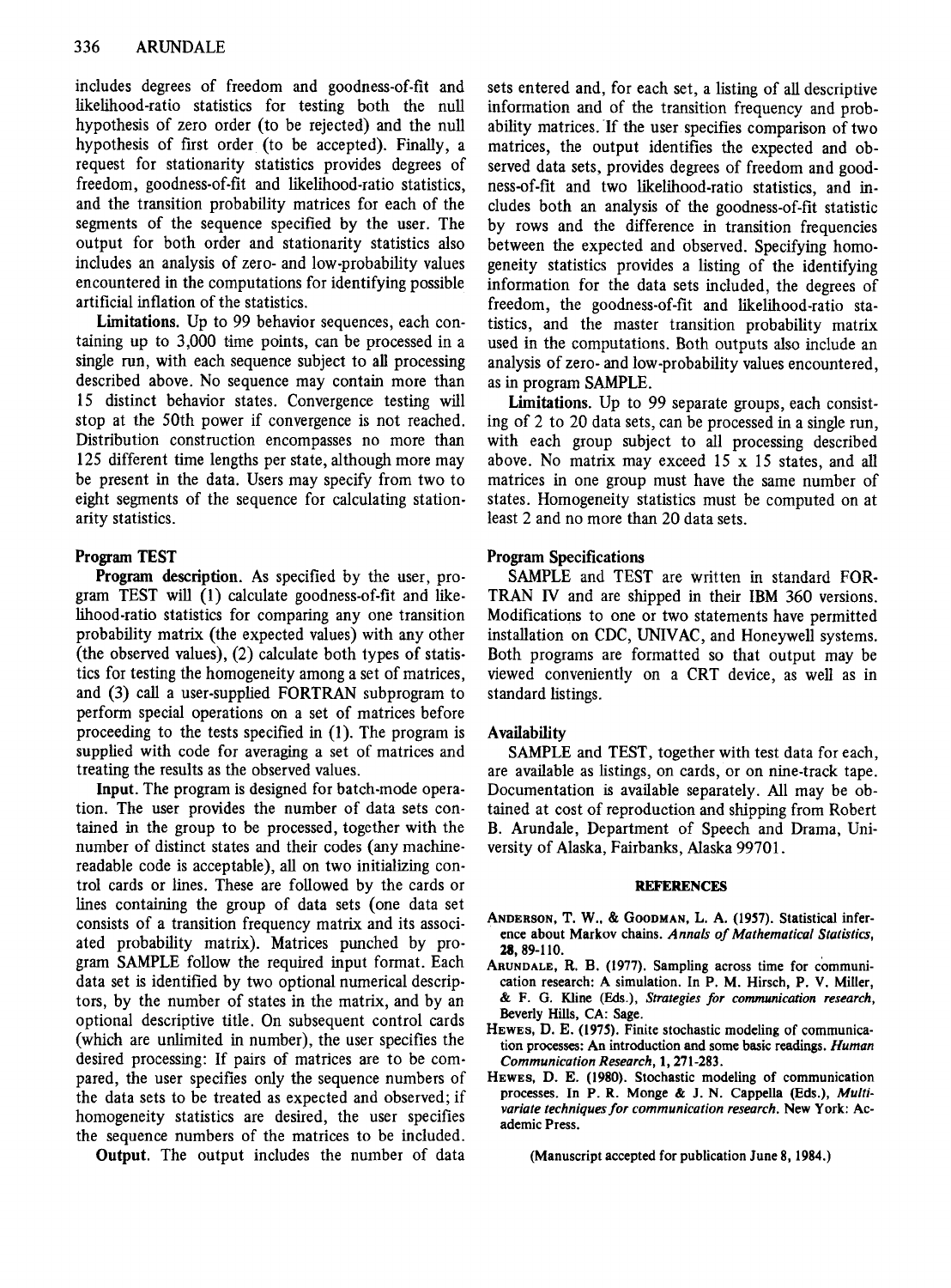includes degrees of freedom and goodness-of-fit and likelihood-ratio statistics for testing both the null hypothesis of zero order (to be rejected) and the null hypothesis of first order (to be accepted). Finally, a request for stationarity statistics provides degrees of freedom, goodness-of-fit and likelihood-ratio statistics, and the transition probability matrices for each of the segments of the sequence specified by the user. The output for both order and stationarity statistics also includes an analysis of zero- and low-probability values encountered in the computations for identifying possible artificial inflation of the statistics.

**Limitations.** Up to 99 behavior sequences, each containing up to 3,000 time points, can be processed in a single run, with each sequence subject to all processing described above. No sequence may contain more than 15 distinct behavior states. Convergence testing will stop at the 50th power if convergence is not reached. Distribution construction encompasses no more than 125 different time lengths per state, although more may be present in the data. Users may specify from two to eight segments of the sequence for calculating stationarity statistics.

## Program TEST

**Program description.** As specified by the user, program TEST will (1) calculate goodness-of-fit and likelihood-ratio statistics for comparing any one transition probability matrix (the expected values) with any other (the observed values), (2) calculate both types of statistics for testing the homogeneity among a set of matrices, and (3) call a user-supplied FORTRAN subprogram to perform special operations on a set of matrices before proceeding to the tests specified in (1). The program is supplied with code for averaging a set of matrices and treating the results as the observed values.

**Input.** The program is designed for batch-mode operation. The user provides the number of data sets contained in the group to be processed, together with the number of distinct states and their codes (any machine-readable code is acceptable), all on two initializing control cards or lines. These are followed by the cards or lines containing the group of data sets (one data set consists of a transition frequency matrix and its associated probability matrix). Matrices punched by program SAMPLE follow the required input format. Each data set is identified by two optional numerical descriptors, by the number of states in the matrix, and by an optional descriptive title. On subsequent control cards (which are unlimited in number), the user specifies the desired processing: If pairs of matrices are to be compared, the user specifies only the sequence numbers of the data sets to be treated as expected and observed; if homogeneity statistics are desired, the user specifies the sequence numbers of the matrices to be included.

**Output.** The output includes the number of data sets entered and, for each set, a listing of all descriptive information and of the transition frequency and probability matrices. If the user specifies comparison of two matrices, the output identifies the expected and observed data sets, provides degrees of freedom and goodness-of-fit and two likelihood-ratio statistics, and includes both an analysis of the goodness-of-fit statistic by rows and the difference in transition frequencies between the expected and observed. Specifying homogeneity statistics provides a listing of the identifying information for the data sets included, the degrees of freedom, the goodness-of-fit and likelihood-ratio statistics, and the master transition probability matrix used in the computations. Both outputs also include an analysis of zero- and low-probability values encountered, as in program SAMPLE.

**Limitations.** Up to 99 separate groups, each consisting of 2 to 20 data sets, can be processed in a single run, with each group subject to all processing described above. No matrix may exceed 15 x 15 states, and all matrices in one group must have the same number of states. Homogeneity statistics must be computed on at least 2 and no more than 20 data sets.

## Program Specifications

SAMPLE and TEST are written in standard FORTRAN IV and are shipped in their IBM 360 versions. Modifications to one or two statements have permitted installation on CDC, UNIVAC, and Honeywell systems. Both programs are formatted so that output may be viewed conveniently on a CRT device, as well as in standard listings.

## Availability

SAMPLE and TEST, together with test data for each, are available as listings, on cards, or on nine-track tape. Documentation is available separately. All may be obtained at cost of reproduction and shipping from Robert B. Arundale, Department of Speech and Drama, University of Alaska, Fairbanks, Alaska 99701.

## REFERENCES

Anderson, T. W., & Goodman, L. A. (1957). Statistical inference about Markov chains. *Annals of Mathematical Statistics*, **28**, 89-110.

Arundale, R. B. (1977). Sampling across time for communication research: A simulation. In P. M. Hirsch, P. V. Miller, & F. G. Kline (Eds.), *Strategies for communication research*, Beverly Hills, CA: Sage.

Hewes, D. E. (1975). Finite stochastic modeling of communication processes: An introduction and some basic readings. *Human Communication Research*, **1**, 271-283.

Hewes, D. E. (1980). Stochastic modeling of communication processes. In P. R. Monge & J. N. Cappella (Eds.), *Multivariate techniques for communication research*. New York: Academic Press.

(Manuscript accepted for publication June 8, 1984.)